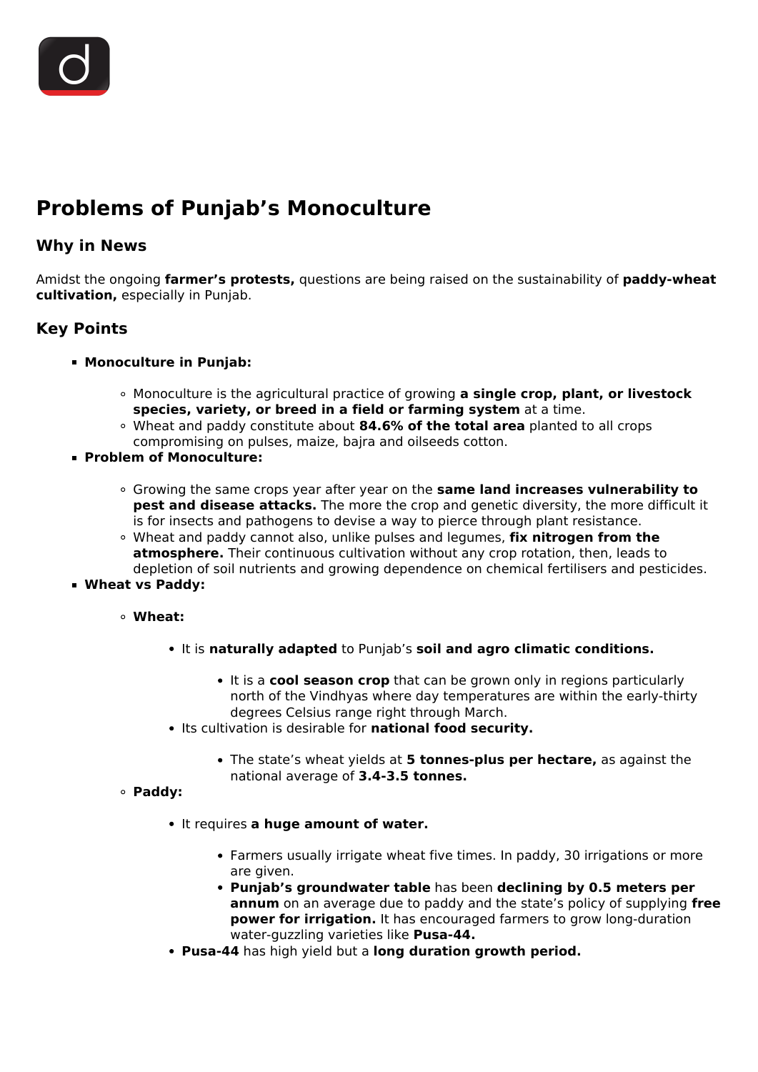# Problems of Punjab's Monoculture

## Why in News

Amidst the ongoing **farmer's protests,** questions are being raised on the sustainability of **paddy-wheat cultivation,** especially in Punjab.

## Key Points

- **Monoculture in Punjab:**
  - Monoculture is the agricultural practice of growing **a single crop, plant, or livestock species, variety, or breed in a field or farming system** at a time.
  - Wheat and paddy constitute about **84.6% of the total area** planted to all crops compromising on pulses, maize, bajra and oilseeds cotton.
- **Problem of Monoculture:**
  - Growing the same crops year after year on the **same land increases vulnerability to pest and disease attacks.** The more the crop and genetic diversity, the more difficult it is for insects and pathogens to devise a way to pierce through plant resistance.
  - Wheat and paddy cannot also, unlike pulses and legumes, **fix nitrogen from the atmosphere.** Their continuous cultivation without any crop rotation, then, leads to depletion of soil nutrients and growing dependence on chemical fertilisers and pesticides.
- **Wheat vs Paddy:**
  - **Wheat:**
    - It is **naturally adapted** to Punjab's **soil and agro climatic conditions.**
      - It is a **cool season crop** that can be grown only in regions particularly north of the Vindhyas where day temperatures are within the early-thirty degrees Celsius range right through March.
    - Its cultivation is desirable for **national food security.**
      - The state's wheat yields at **5 tonnes-plus per hectare,** as against the national average of **3.4-3.5 tonnes.**
  - **Paddy:**
    - It requires **a huge amount of water.**
      - Farmers usually irrigate wheat five times. In paddy, 30 irrigations or more are given.
      - **Punjab's groundwater table** has been **declining by 0.5 meters per annum** on an average due to paddy and the state's policy of supplying **free power for irrigation.** It has encouraged farmers to grow long-duration water-guzzling varieties like **Pusa-44.**
    - **Pusa-44** has high yield but a **long duration growth period.**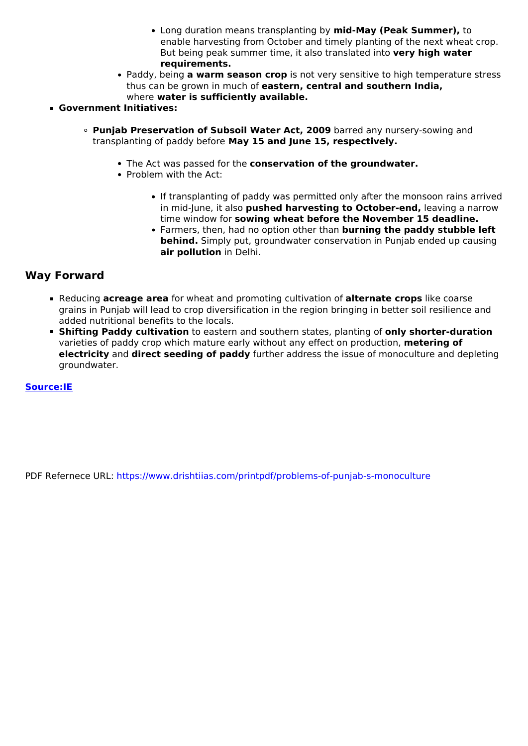- Long duration means transplanting by **mid-May (Peak Summer),** to enable harvesting from October and timely planting of the next wheat crop. But being peak summer time, it also translated into **very high water requirements.**
    - Paddy, being **a warm season crop** is not very sensitive to high temperature stress thus can be grown in much of **eastern, central and southern India,** where **water is sufficiently available.**
- **Government Initiatives:**
    - **Punjab Preservation of Subsoil Water Act, 2009** barred any nursery-sowing and transplanting of paddy before **May 15 and June 15, respectively.**
        - The Act was passed for the **conservation of the groundwater.**
        - Problem with the Act:
            - If transplanting of paddy was permitted only after the monsoon rains arrived in mid-June, it also **pushed harvesting to October-end,** leaving a narrow time window for **sowing wheat before the November 15 deadline.**
            - Farmers, then, had no option other than **burning the paddy stubble left behind.** Simply put, groundwater conservation in Punjab ended up causing **air pollution** in Delhi.

## Way Forward

- Reducing **acreage area** for wheat and promoting cultivation of **alternate crops** like coarse grains in Punjab will lead to crop diversification in the region bringing in better soil resilience and added nutritional benefits to the locals.
- **Shifting Paddy cultivation** to eastern and southern states, planting of **only shorter-duration** varieties of paddy crop which mature early without any effect on production, **metering of electricity** and **direct seeding of paddy** further address the issue of monoculture and depleting groundwater.

**[Source:IE](#)**

PDF Refernece URL: https://www.drishtiias.com/printpdf/problems-of-punjab-s-monoculture